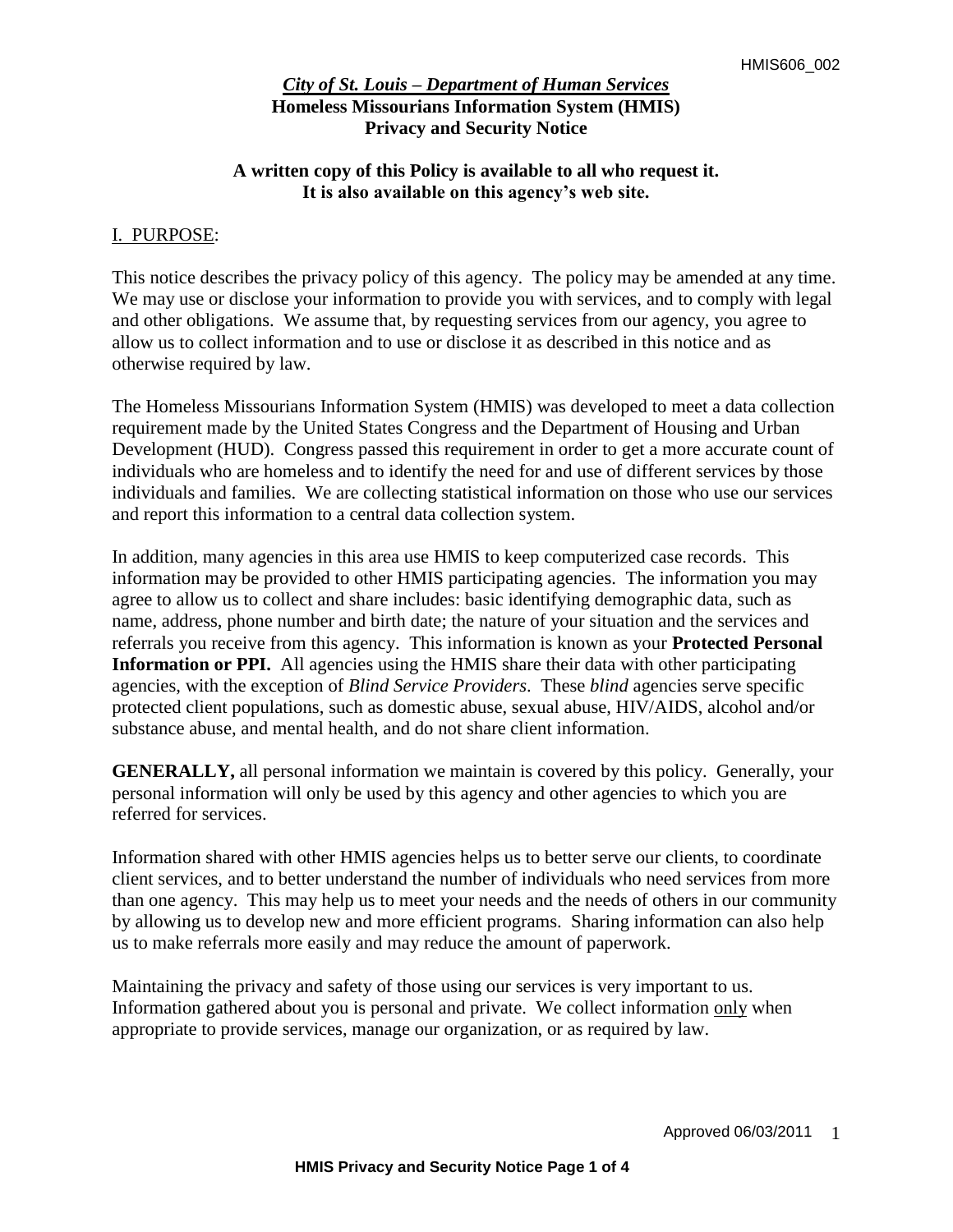HMIS606_002

***City of St. Louis – Department of Human Services***
**Homeless Missourians Information System (HMIS)**
**Privacy and Security Notice**

**A written copy of this Policy is available to all who request it.**
**It is also available on this agency's web site.**

## I. PURPOSE:

This notice describes the privacy policy of this agency. The policy may be amended at any time. We may use or disclose your information to provide you with services, and to comply with legal and other obligations. We assume that, by requesting services from our agency, you agree to allow us to collect information and to use or disclose it as described in this notice and as otherwise required by law.

The Homeless Missourians Information System (HMIS) was developed to meet a data collection requirement made by the United States Congress and the Department of Housing and Urban Development (HUD). Congress passed this requirement in order to get a more accurate count of individuals who are homeless and to identify the need for and use of different services by those individuals and families. We are collecting statistical information on those who use our services and report this information to a central data collection system.

In addition, many agencies in this area use HMIS to keep computerized case records. This information may be provided to other HMIS participating agencies. The information you may agree to allow us to collect and share includes: basic identifying demographic data, such as name, address, phone number and birth date; the nature of your situation and the services and referrals you receive from this agency. This information is known as your **Protected Personal Information or PPI.** All agencies using the HMIS share their data with other participating agencies, with the exception of *Blind Service Providers*. These *blind* agencies serve specific protected client populations, such as domestic abuse, sexual abuse, HIV/AIDS, alcohol and/or substance abuse, and mental health, and do not share client information.

**GENERALLY,** all personal information we maintain is covered by this policy. Generally, your personal information will only be used by this agency and other agencies to which you are referred for services.

Information shared with other HMIS agencies helps us to better serve our clients, to coordinate client services, and to better understand the number of individuals who need services from more than one agency. This may help us to meet your needs and the needs of others in our community by allowing us to develop new and more efficient programs. Sharing information can also help us to make referrals more easily and may reduce the amount of paperwork.

Maintaining the privacy and safety of those using our services is very important to us. Information gathered about you is personal and private. We collect information only when appropriate to provide services, manage our organization, or as required by law.

Approved 06/03/2011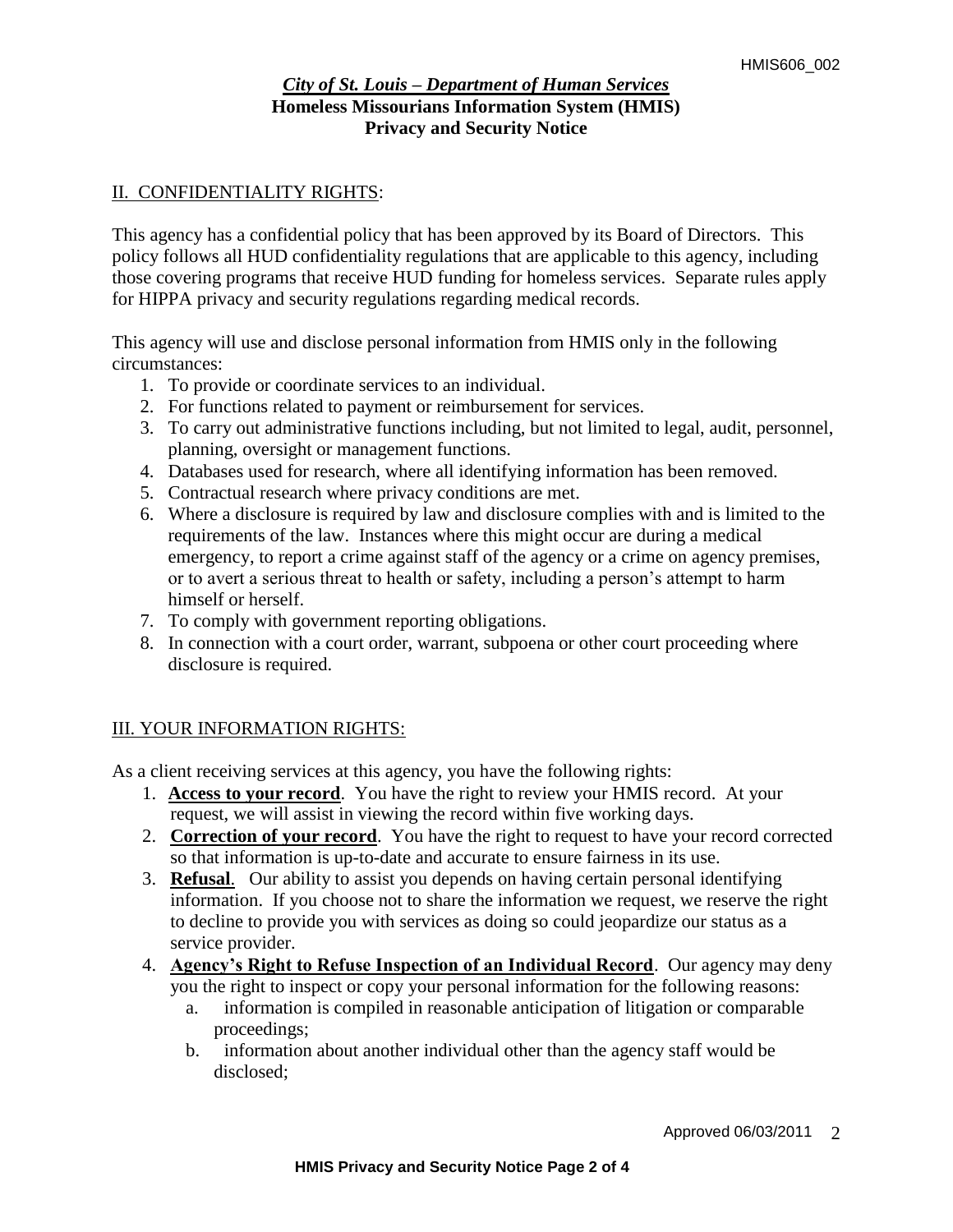*City of St. Louis – Department of Human Services*
**Homeless Missourians Information System (HMIS)**
**Privacy and Security Notice**

## II. CONFIDENTIALITY RIGHTS:

This agency has a confidential policy that has been approved by its Board of Directors. This policy follows all HUD confidentiality regulations that are applicable to this agency, including those covering programs that receive HUD funding for homeless services. Separate rules apply for HIPPA privacy and security regulations regarding medical records.

This agency will use and disclose personal information from HMIS only in the following circumstances:

1. To provide or coordinate services to an individual.
2. For functions related to payment or reimbursement for services.
3. To carry out administrative functions including, but not limited to legal, audit, personnel, planning, oversight or management functions.
4. Databases used for research, where all identifying information has been removed.
5. Contractual research where privacy conditions are met.
6. Where a disclosure is required by law and disclosure complies with and is limited to the requirements of the law. Instances where this might occur are during a medical emergency, to report a crime against staff of the agency or a crime on agency premises, or to avert a serious threat to health or safety, including a person's attempt to harm himself or herself.
7. To comply with government reporting obligations.
8. In connection with a court order, warrant, subpoena or other court proceeding where disclosure is required.

## III. YOUR INFORMATION RIGHTS:

As a client receiving services at this agency, you have the following rights:

1. **Access to your record**. You have the right to review your HMIS record. At your request, we will assist in viewing the record within five working days.
2. **Correction of your record**. You have the right to request to have your record corrected so that information is up-to-date and accurate to ensure fairness in its use.
3. **Refusal**. Our ability to assist you depends on having certain personal identifying information. If you choose not to share the information we request, we reserve the right to decline to provide you with services as doing so could jeopardize our status as a service provider.
4. **Agency's Right to Refuse Inspection of an Individual Record**. Our agency may deny you the right to inspect or copy your personal information for the following reasons:
   a. information is compiled in reasonable anticipation of litigation or comparable proceedings;
   b. information about another individual other than the agency staff would be disclosed;

Approved 06/03/2011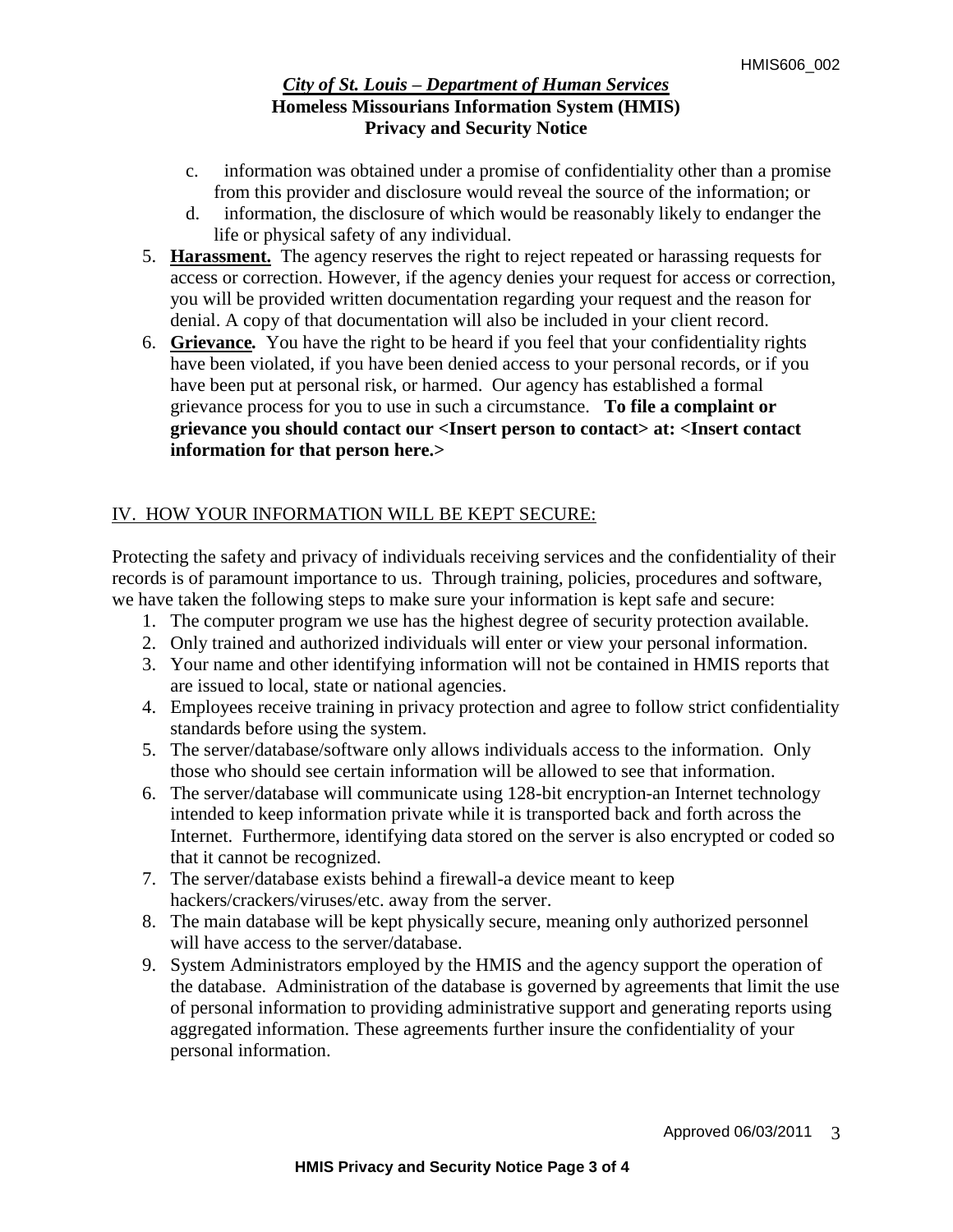c. information was obtained under a promise of confidentiality other than a promise from this provider and disclosure would reveal the source of the information; or

d. information, the disclosure of which would be reasonably likely to endanger the life or physical safety of any individual.

5. **Harassment.** The agency reserves the right to reject repeated or harassing requests for access or correction. However, if the agency denies your request for access or correction, you will be provided written documentation regarding your request and the reason for denial. A copy of that documentation will also be included in your client record.
6. **Grievance.** You have the right to be heard if you feel that your confidentiality rights have been violated, if you have been denied access to your personal records, or if you have been put at personal risk, or harmed. Our agency has established a formal grievance process for you to use in such a circumstance. **To file a complaint or grievance you should contact our <Insert person to contact> at: <Insert contact information for that person here.>**

## IV. HOW YOUR INFORMATION WILL BE KEPT SECURE:

Protecting the safety and privacy of individuals receiving services and the confidentiality of their records is of paramount importance to us. Through training, policies, procedures and software, we have taken the following steps to make sure your information is kept safe and secure:

1. The computer program we use has the highest degree of security protection available.
2. Only trained and authorized individuals will enter or view your personal information.
3. Your name and other identifying information will not be contained in HMIS reports that are issued to local, state or national agencies.
4. Employees receive training in privacy protection and agree to follow strict confidentiality standards before using the system.
5. The server/database/software only allows individuals access to the information. Only those who should see certain information will be allowed to see that information.
6. The server/database will communicate using 128-bit encryption-an Internet technology intended to keep information private while it is transported back and forth across the Internet. Furthermore, identifying data stored on the server is also encrypted or coded so that it cannot be recognized.
7. The server/database exists behind a firewall-a device meant to keep hackers/crackers/viruses/etc. away from the server.
8. The main database will be kept physically secure, meaning only authorized personnel will have access to the server/database.
9. System Administrators employed by the HMIS and the agency support the operation of the database. Administration of the database is governed by agreements that limit the use of personal information to providing administrative support and generating reports using aggregated information. These agreements further insure the confidentiality of your personal information.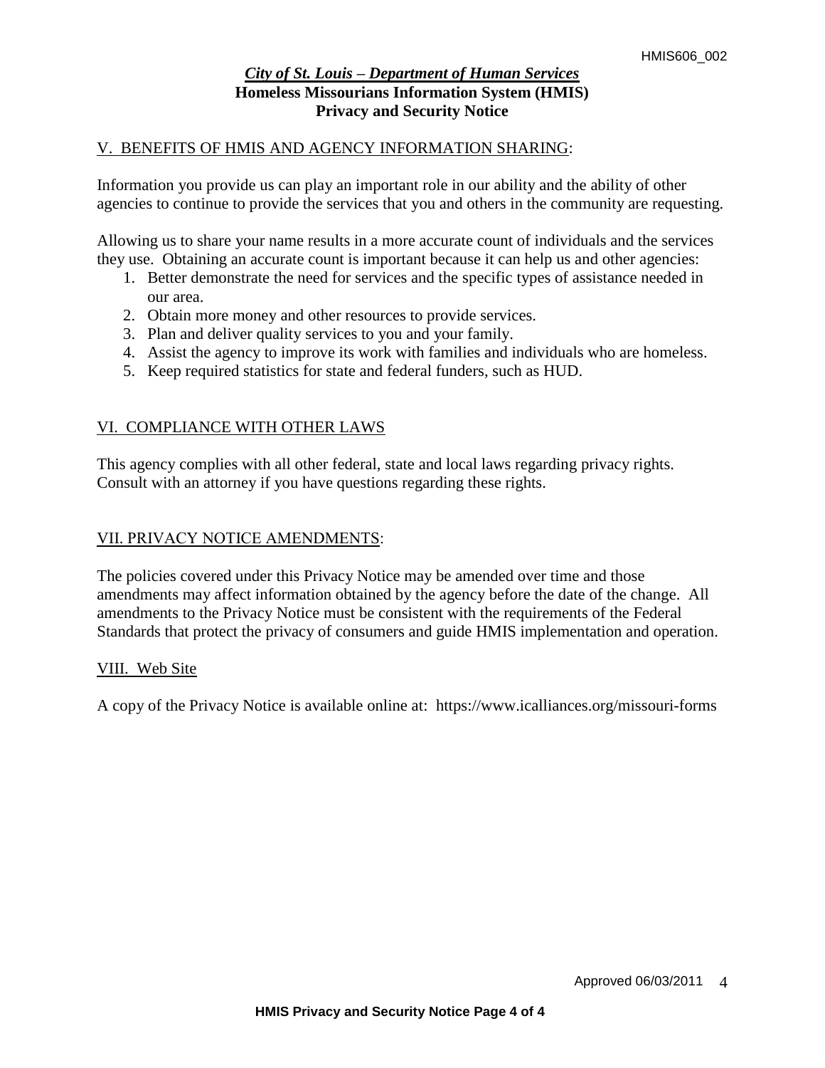## V. BENEFITS OF HMIS AND AGENCY INFORMATION SHARING:

Information you provide us can play an important role in our ability and the ability of other agencies to continue to provide the services that you and others in the community are requesting.

Allowing us to share your name results in a more accurate count of individuals and the services they use. Obtaining an accurate count is important because it can help us and other agencies:

1. Better demonstrate the need for services and the specific types of assistance needed in our area.
2. Obtain more money and other resources to provide services.
3. Plan and deliver quality services to you and your family.
4. Assist the agency to improve its work with families and individuals who are homeless.
5. Keep required statistics for state and federal funders, such as HUD.

## VI. COMPLIANCE WITH OTHER LAWS

This agency complies with all other federal, state and local laws regarding privacy rights. Consult with an attorney if you have questions regarding these rights.

## VII. PRIVACY NOTICE AMENDMENTS:

The policies covered under this Privacy Notice may be amended over time and those amendments may affect information obtained by the agency before the date of the change. All amendments to the Privacy Notice must be consistent with the requirements of the Federal Standards that protect the privacy of consumers and guide HMIS implementation and operation.

## VIII. Web Site

A copy of the Privacy Notice is available online at: https://www.icalliances.org/missouri-forms

Approved 06/03/2011